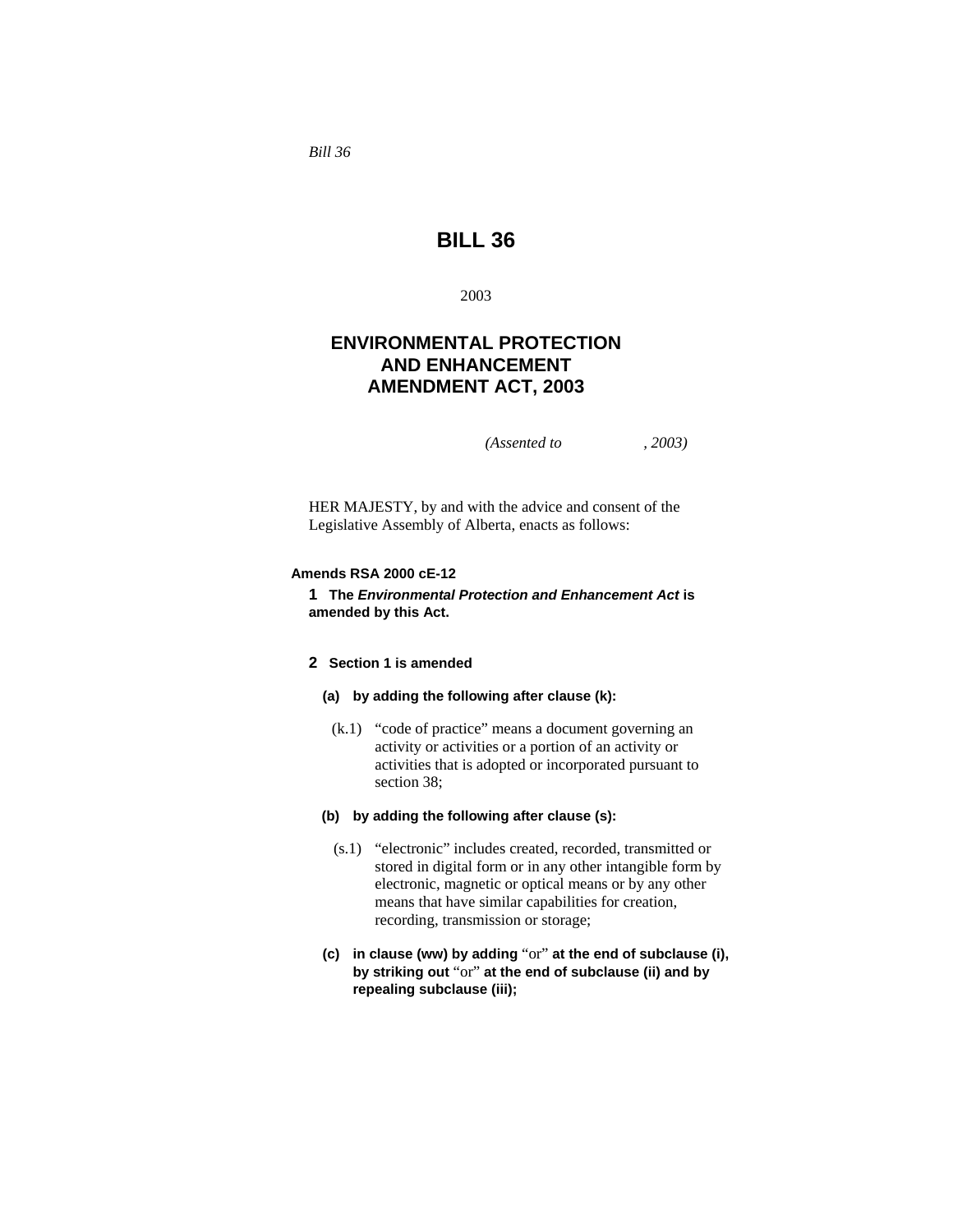*Bill 36*

# BILL 36

2003

## ENVIRONMENTAL PROTECTION AND ENHANCEMENT AMENDMENT ACT, 2003

*(Assented to , 2003)*

HER MAJESTY, by and with the advice and consent of the Legislative Assembly of Alberta, enacts as follows:

**Amends RSA 2000 cE-12**

**1 The *Environmental Protection and Enhancement Act* is amended by this Act.**

**2 Section 1 is amended**

**(a) by adding the following after clause (k):**

(k.1) "code of practice" means a document governing an activity or activities or a portion of an activity or activities that is adopted or incorporated pursuant to section 38;

**(b) by adding the following after clause (s):**

(s.1) "electronic" includes created, recorded, transmitted or stored in digital form or in any other intangible form by electronic, magnetic or optical means or by any other means that have similar capabilities for creation, recording, transmission or storage;

**(c) in clause (ww) by adding** "or" **at the end of subclause (i), by striking out** "or" **at the end of subclause (ii) and by repealing subclause (iii);**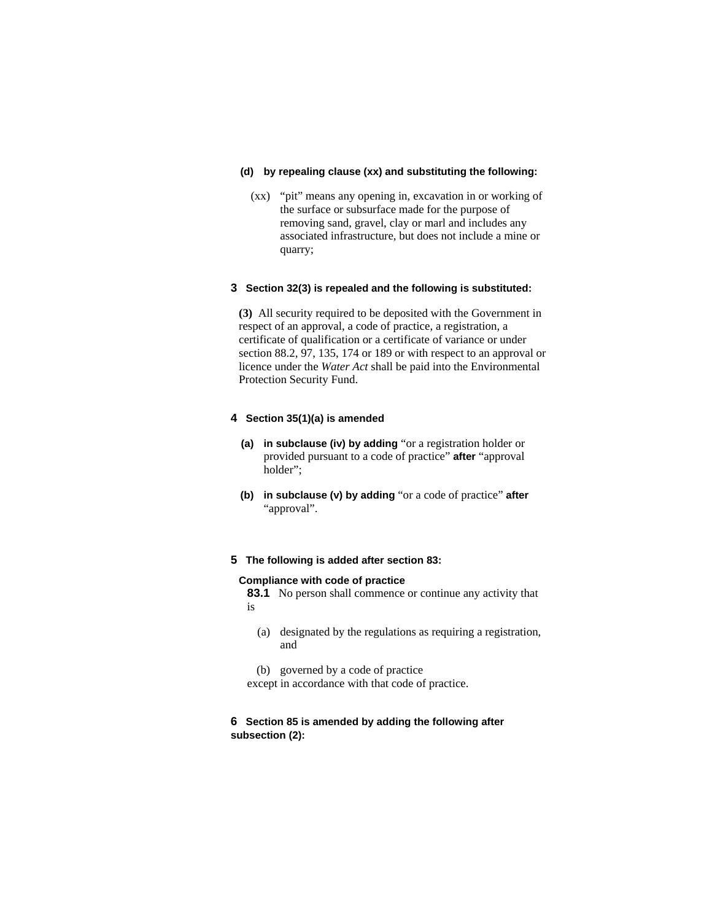**(d) by repealing clause (xx) and substituting the following:**

(xx) "pit" means any opening in, excavation in or working of the surface or subsurface made for the purpose of removing sand, gravel, clay or marl and includes any associated infrastructure, but does not include a mine or quarry;

**3 Section 32(3) is repealed and the following is substituted:**

**(3)** All security required to be deposited with the Government in respect of an approval, a code of practice, a registration, a certificate of qualification or a certificate of variance or under section 88.2, 97, 135, 174 or 189 or with respect to an approval or licence under the *Water Act* shall be paid into the Environmental Protection Security Fund.

**4 Section 35(1)(a) is amended**

**(a) in subclause (iv) by adding** "or a registration holder or provided pursuant to a code of practice" **after** "approval holder";

**(b) in subclause (v) by adding** "or a code of practice" **after** "approval".

**5 The following is added after section 83:**

**Compliance with code of practice**

**83.1** No person shall commence or continue any activity that is

(a) designated by the regulations as requiring a registration, and

(b) governed by a code of practice

except in accordance with that code of practice.

**6 Section 85 is amended by adding the following after subsection (2):**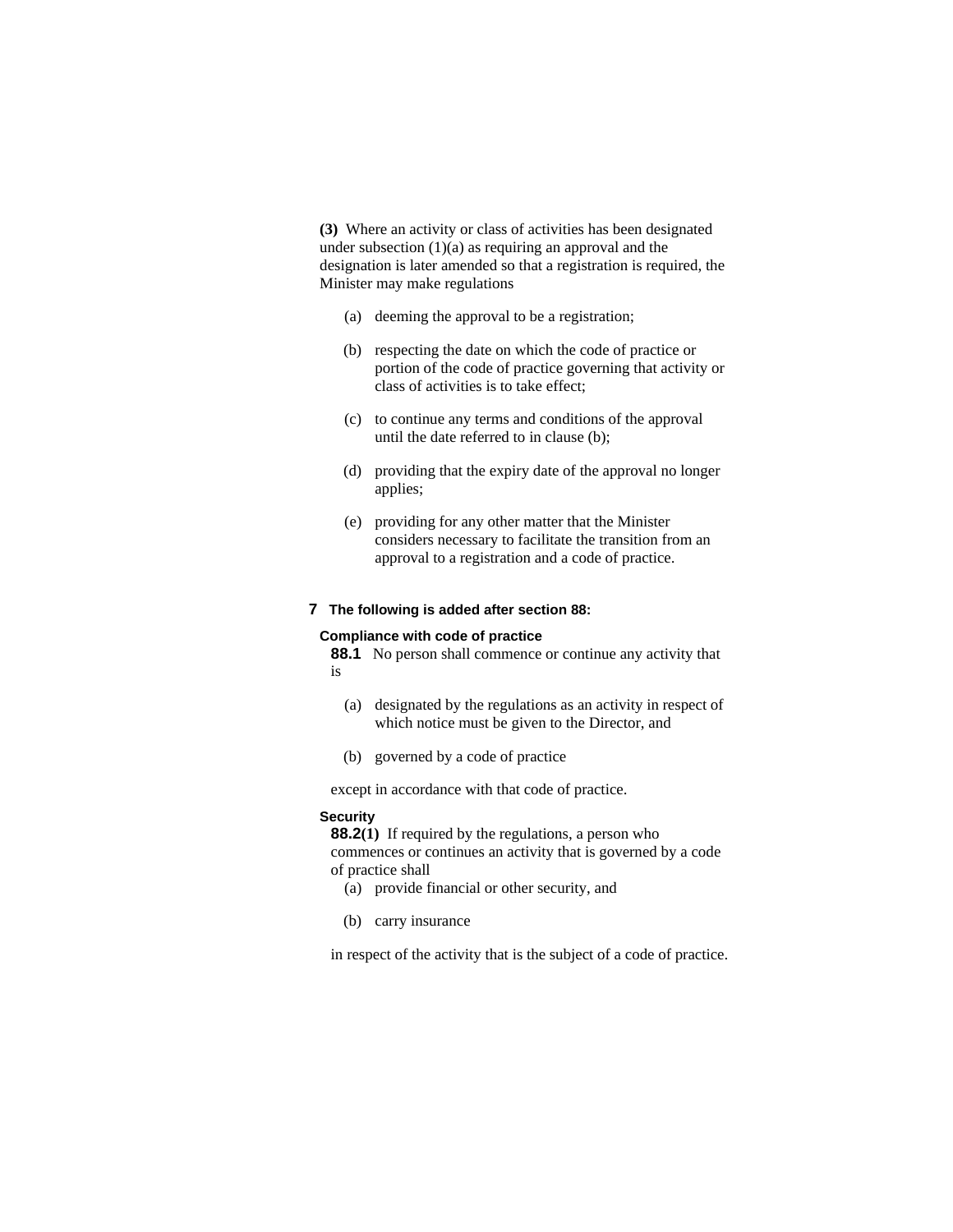**(3)** Where an activity or class of activities has been designated under subsection (1)(a) as requiring an approval and the designation is later amended so that a registration is required, the Minister may make regulations

(a) deeming the approval to be a registration;

(b) respecting the date on which the code of practice or portion of the code of practice governing that activity or class of activities is to take effect;

(c) to continue any terms and conditions of the approval until the date referred to in clause (b);

(d) providing that the expiry date of the approval no longer applies;

(e) providing for any other matter that the Minister considers necessary to facilitate the transition from an approval to a registration and a code of practice.

**7 The following is added after section 88:**

**Compliance with code of practice**

**88.1** No person shall commence or continue any activity that is

(a) designated by the regulations as an activity in respect of which notice must be given to the Director, and

(b) governed by a code of practice

except in accordance with that code of practice.

**Security**

**88.2(1)** If required by the regulations, a person who commences or continues an activity that is governed by a code of practice shall

(a) provide financial or other security, and

(b) carry insurance

in respect of the activity that is the subject of a code of practice.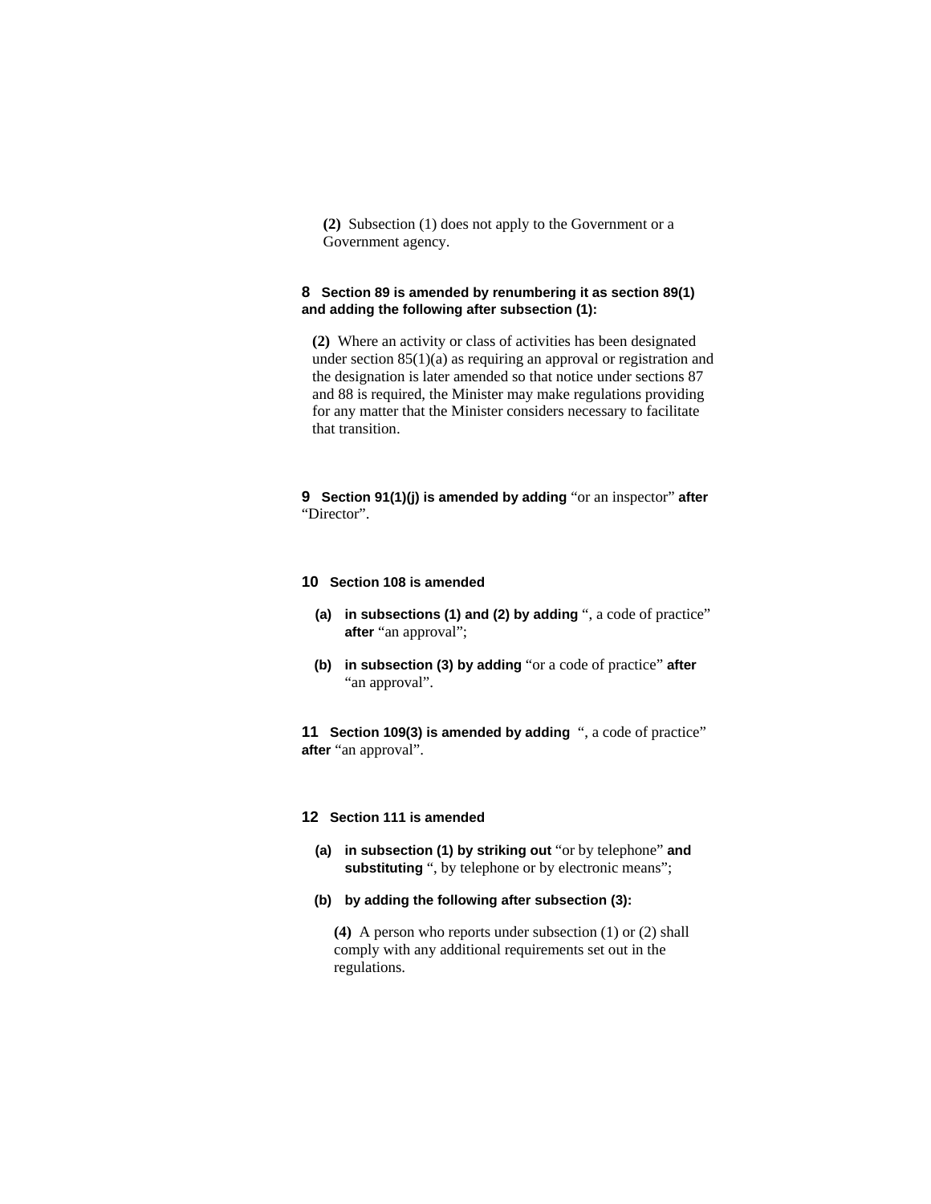**(2)** Subsection (1) does not apply to the Government or a Government agency.

**8 Section 89 is amended by renumbering it as section 89(1) and adding the following after subsection (1):**

**(2)** Where an activity or class of activities has been designated under section 85(1)(a) as requiring an approval or registration and the designation is later amended so that notice under sections 87 and 88 is required, the Minister may make regulations providing for any matter that the Minister considers necessary to facilitate that transition.

**9 Section 91(1)(j) is amended by adding** "or an inspector" **after** "Director".

**10 Section 108 is amended**

**(a) in subsections (1) and (2) by adding** ", a code of practice" **after** "an approval";

**(b) in subsection (3) by adding** "or a code of practice" **after** "an approval".

**11 Section 109(3) is amended by adding** ", a code of practice" **after** "an approval".

**12 Section 111 is amended**

**(a) in subsection (1) by striking out** "or by telephone" **and substituting** ", by telephone or by electronic means";

**(b) by adding the following after subsection (3):**

**(4)** A person who reports under subsection (1) or (2) shall comply with any additional requirements set out in the regulations.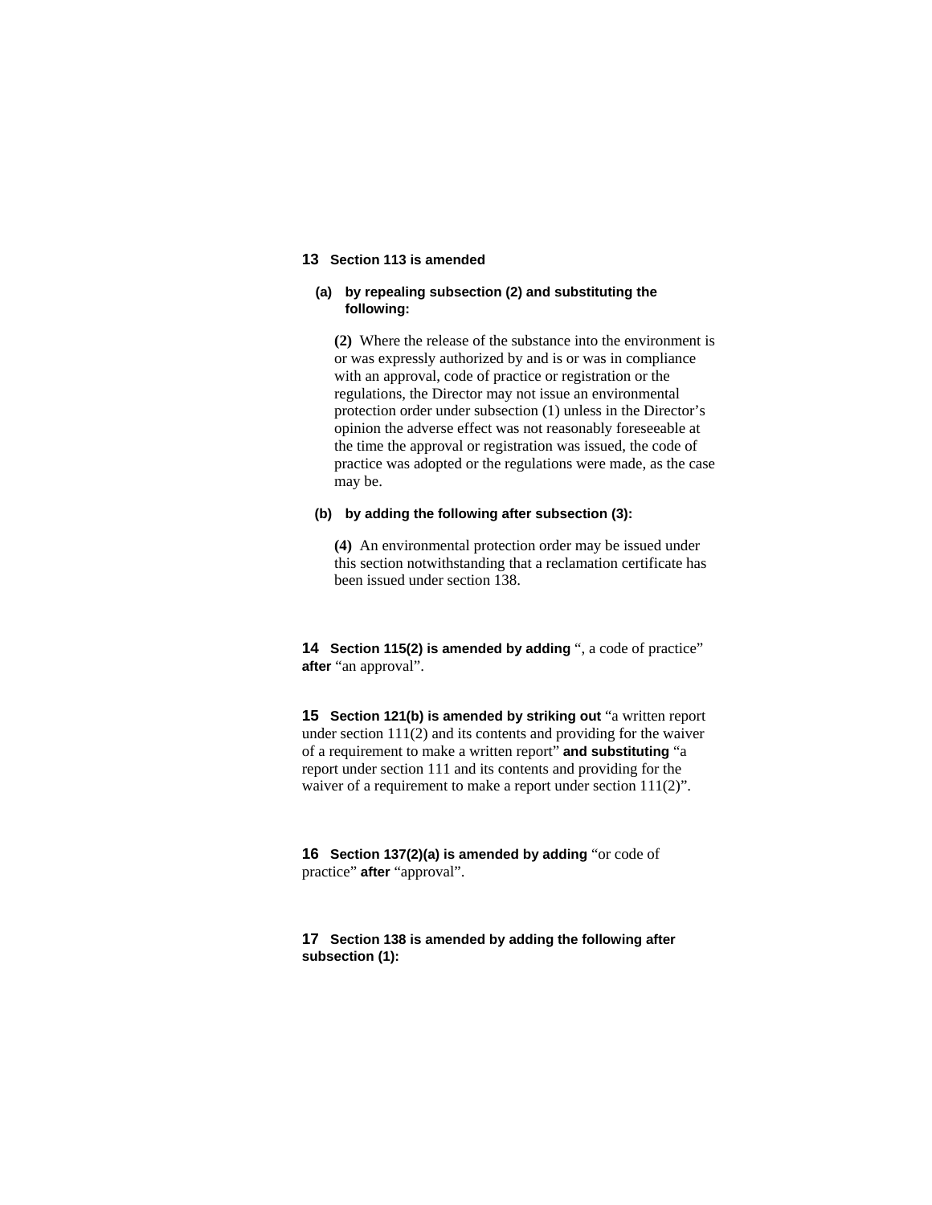**13 Section 113 is amended**

**(a) by repealing subsection (2) and substituting the following:**

**(2)** Where the release of the substance into the environment is or was expressly authorized by and is or was in compliance with an approval, code of practice or registration or the regulations, the Director may not issue an environmental protection order under subsection (1) unless in the Director's opinion the adverse effect was not reasonably foreseeable at the time the approval or registration was issued, the code of practice was adopted or the regulations were made, as the case may be.

**(b) by adding the following after subsection (3):**

**(4)** An environmental protection order may be issued under this section notwithstanding that a reclamation certificate has been issued under section 138.

**14 Section 115(2) is amended by adding** ", a code of practice" **after** "an approval".

**15 Section 121(b) is amended by striking out** "a written report under section 111(2) and its contents and providing for the waiver of a requirement to make a written report" **and substituting** "a report under section 111 and its contents and providing for the waiver of a requirement to make a report under section 111(2)".

**16 Section 137(2)(a) is amended by adding** "or code of practice" **after** "approval".

**17 Section 138 is amended by adding the following after subsection (1):**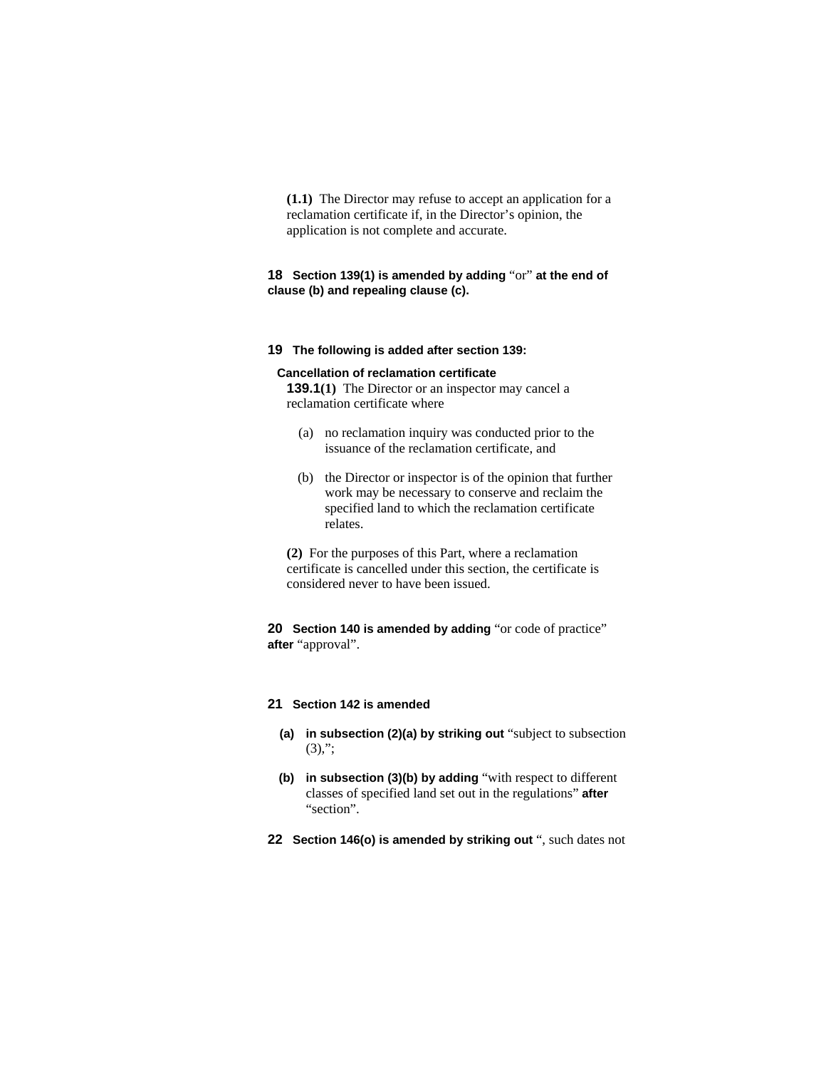**(1.1)** The Director may refuse to accept an application for a reclamation certificate if, in the Director's opinion, the application is not complete and accurate.

**18 Section 139(1) is amended by adding** "or" **at the end of clause (b) and repealing clause (c).**

**19 The following is added after section 139:**

**Cancellation of reclamation certificate**

**139.1(1)** The Director or an inspector may cancel a reclamation certificate where

(a) no reclamation inquiry was conducted prior to the issuance of the reclamation certificate, and

(b) the Director or inspector is of the opinion that further work may be necessary to conserve and reclaim the specified land to which the reclamation certificate relates.

**(2)** For the purposes of this Part, where a reclamation certificate is cancelled under this section, the certificate is considered never to have been issued.

**20 Section 140 is amended by adding** "or code of practice" **after** "approval".

**21 Section 142 is amended**

**(a) in subsection (2)(a) by striking out** "subject to subsection (3),";

**(b) in subsection (3)(b) by adding** "with respect to different classes of specified land set out in the regulations" **after** "section".

**22 Section 146(o) is amended by striking out** ", such dates not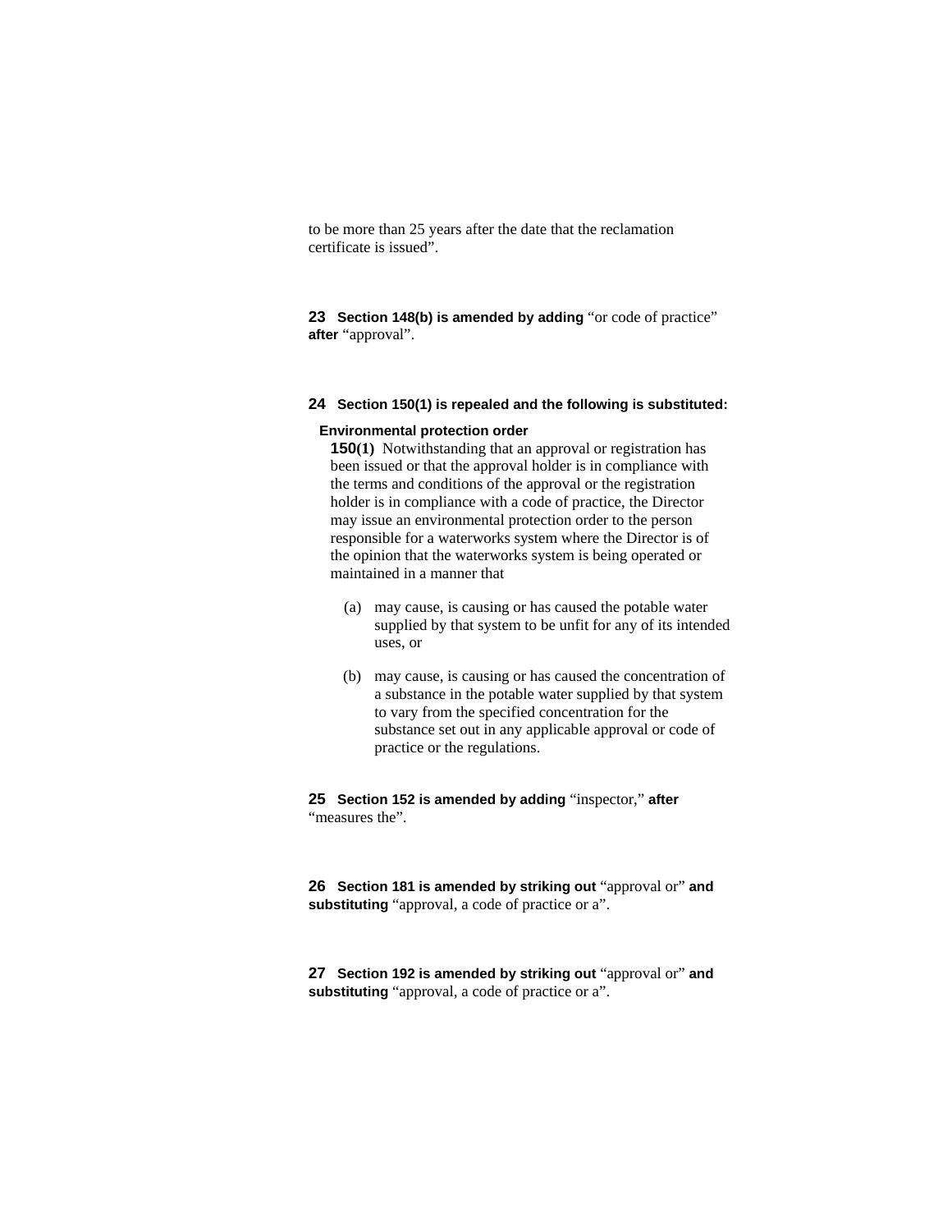to be more than 25 years after the date that the reclamation certificate is issued".

**23** **Section 148(b) is amended by adding** "or code of practice" **after** "approval".

**24** **Section 150(1) is repealed and the following is substituted:**

**Environmental protection order**

**150(1)** Notwithstanding that an approval or registration has been issued or that the approval holder is in compliance with the terms and conditions of the approval or the registration holder is in compliance with a code of practice, the Director may issue an environmental protection order to the person responsible for a waterworks system where the Director is of the opinion that the waterworks system is being operated or maintained in a manner that

(a) may cause, is causing or has caused the potable water supplied by that system to be unfit for any of its intended uses, or

(b) may cause, is causing or has caused the concentration of a substance in the potable water supplied by that system to vary from the specified concentration for the substance set out in any applicable approval or code of practice or the regulations.

**25** **Section 152 is amended by adding** "inspector," **after** "measures the".

**26** **Section 181 is amended by striking out** "approval or" **and substituting** "approval, a code of practice or a".

**27** **Section 192 is amended by striking out** "approval or" **and substituting** "approval, a code of practice or a".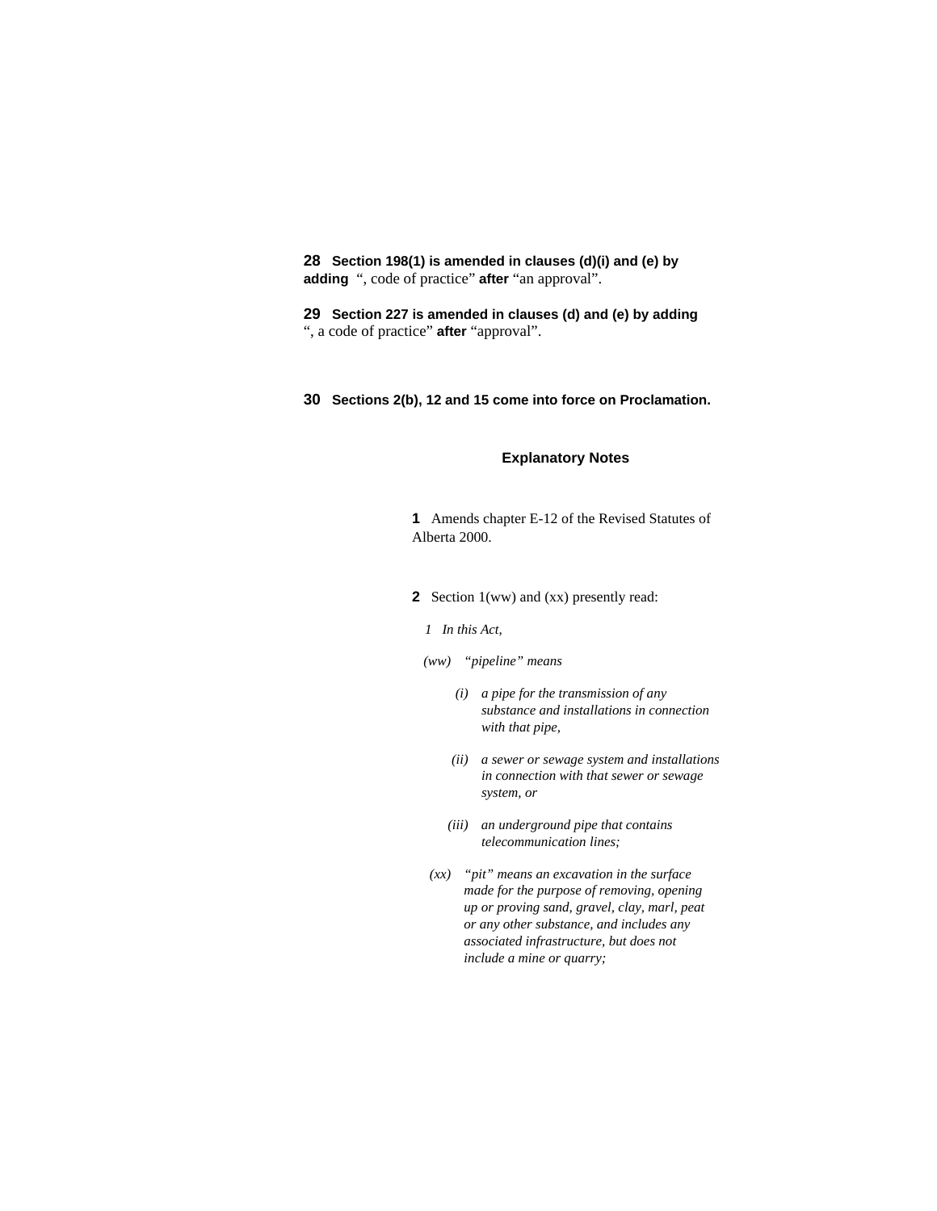**28 Section 198(1) is amended in clauses (d)(i) and (e) by adding** ", code of practice" **after** "an approval".

**29 Section 227 is amended in clauses (d) and (e) by adding** ", a code of practice" **after** "approval".

**30 Sections 2(b), 12 and 15 come into force on Proclamation.**

## Explanatory Notes

**1** Amends chapter E-12 of the Revised Statutes of Alberta 2000.

**2** Section 1(ww) and (xx) presently read:

*1 In this Act,*

*(ww) "pipeline" means*

*(i) a pipe for the transmission of any substance and installations in connection with that pipe,*

*(ii) a sewer or sewage system and installations in connection with that sewer or sewage system, or*

*(iii) an underground pipe that contains telecommunication lines;*

*(xx) "pit" means an excavation in the surface made for the purpose of removing, opening up or proving sand, gravel, clay, marl, peat or any other substance, and includes any associated infrastructure, but does not include a mine or quarry;*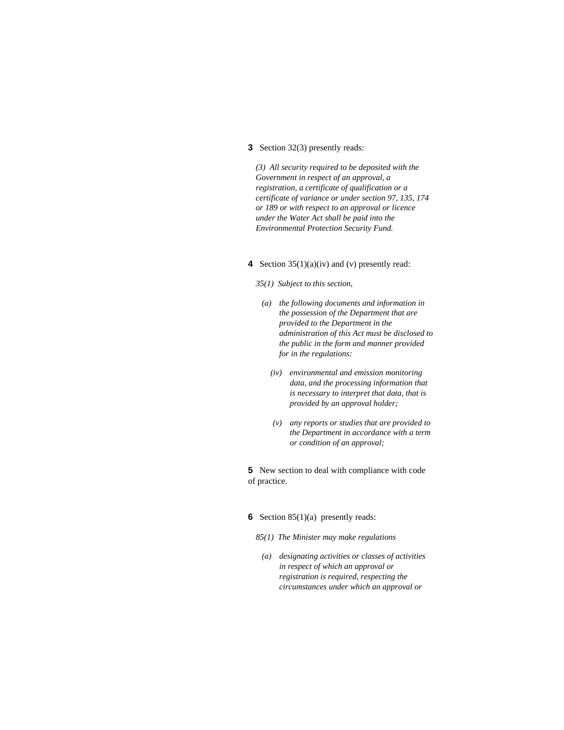**3** Section 32(3) presently reads:

*(3) All security required to be deposited with the Government in respect of an approval, a registration, a certificate of qualification or a certificate of variance or under section 97, 135, 174 or 189 or with respect to an approval or licence under the Water Act shall be paid into the Environmental Protection Security Fund.*

**4** Section 35(1)(a)(iv) and (v) presently read:

*35(1) Subject to this section,*

*(a) the following documents and information in the possession of the Department that are provided to the Department in the administration of this Act must be disclosed to the public in the form and manner provided for in the regulations:*

*(iv) environmental and emission monitoring data, and the processing information that is necessary to interpret that data, that is provided by an approval holder;*

*(v) any reports or studies that are provided to the Department in accordance with a term or condition of an approval;*

**5** New section to deal with compliance with code of practice.

**6** Section 85(1)(a) presently reads:

*85(1) The Minister may make regulations*

*(a) designating activities or classes of activities in respect of which an approval or registration is required, respecting the circumstances under which an approval or*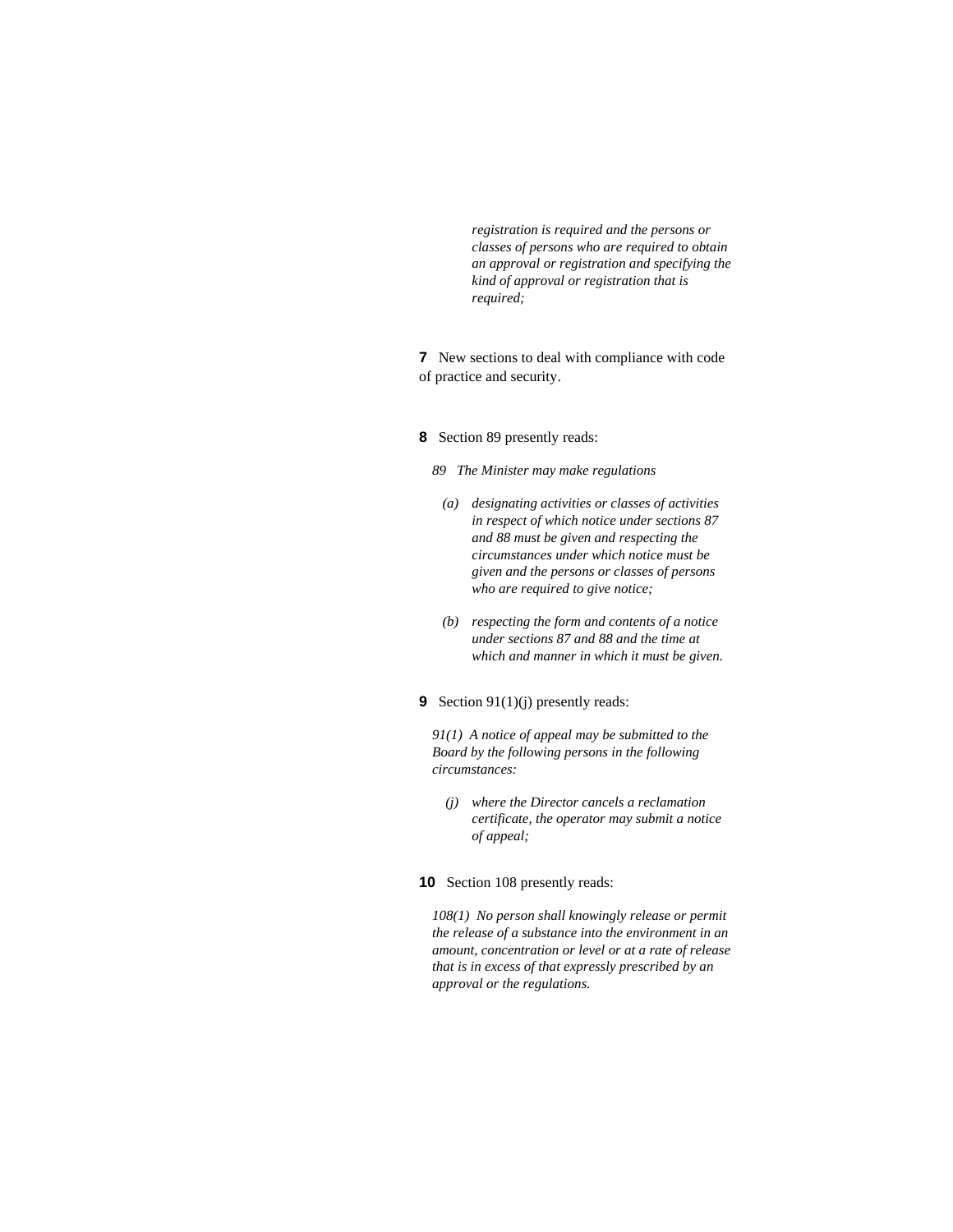*registration is required and the persons or classes of persons who are required to obtain an approval or registration and specifying the kind of approval or registration that is required;*

**7** New sections to deal with compliance with code of practice and security.

**8** Section 89 presently reads:

*89 The Minister may make regulations*

*(a) designating activities or classes of activities in respect of which notice under sections 87 and 88 must be given and respecting the circumstances under which notice must be given and the persons or classes of persons who are required to give notice;*

*(b) respecting the form and contents of a notice under sections 87 and 88 and the time at which and manner in which it must be given.*

**9** Section 91(1)(j) presently reads:

*91(1) A notice of appeal may be submitted to the Board by the following persons in the following circumstances:*

*(j) where the Director cancels a reclamation certificate, the operator may submit a notice of appeal;*

**10** Section 108 presently reads:

*108(1) No person shall knowingly release or permit the release of a substance into the environment in an amount, concentration or level or at a rate of release that is in excess of that expressly prescribed by an approval or the regulations.*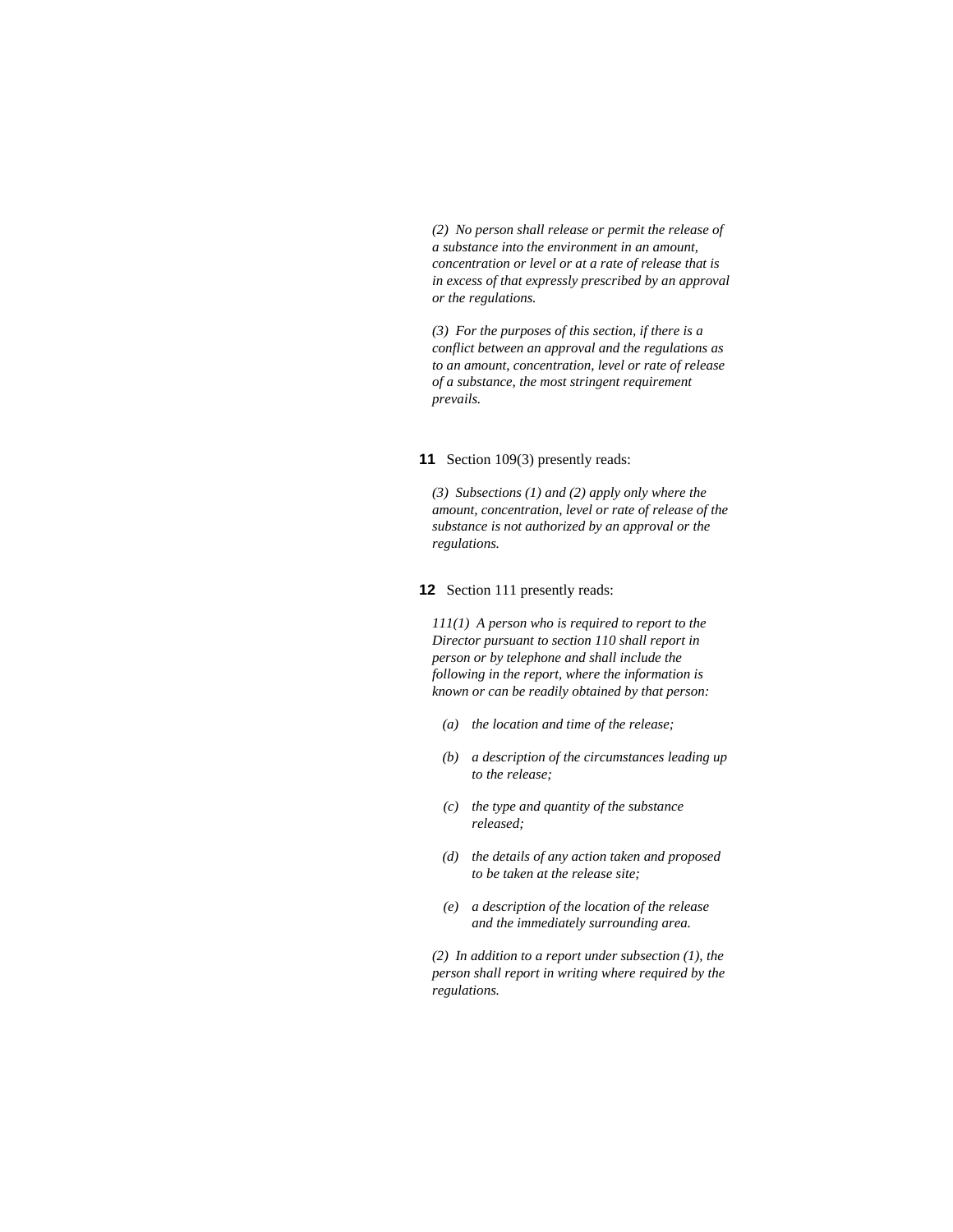*(2) No person shall release or permit the release of a substance into the environment in an amount, concentration or level or at a rate of release that is in excess of that expressly prescribed by an approval or the regulations.*

*(3) For the purposes of this section, if there is a conflict between an approval and the regulations as to an amount, concentration, level or rate of release of a substance, the most stringent requirement prevails.*

**11** Section 109(3) presently reads:

*(3) Subsections (1) and (2) apply only where the amount, concentration, level or rate of release of the substance is not authorized by an approval or the regulations.*

**12** Section 111 presently reads:

*111(1) A person who is required to report to the Director pursuant to section 110 shall report in person or by telephone and shall include the following in the report, where the information is known or can be readily obtained by that person:*

- *(a) the location and time of the release;*
- *(b) a description of the circumstances leading up to the release;*
- *(c) the type and quantity of the substance released;*
- *(d) the details of any action taken and proposed to be taken at the release site;*
- *(e) a description of the location of the release and the immediately surrounding area.*

*(2) In addition to a report under subsection (1), the person shall report in writing where required by the regulations.*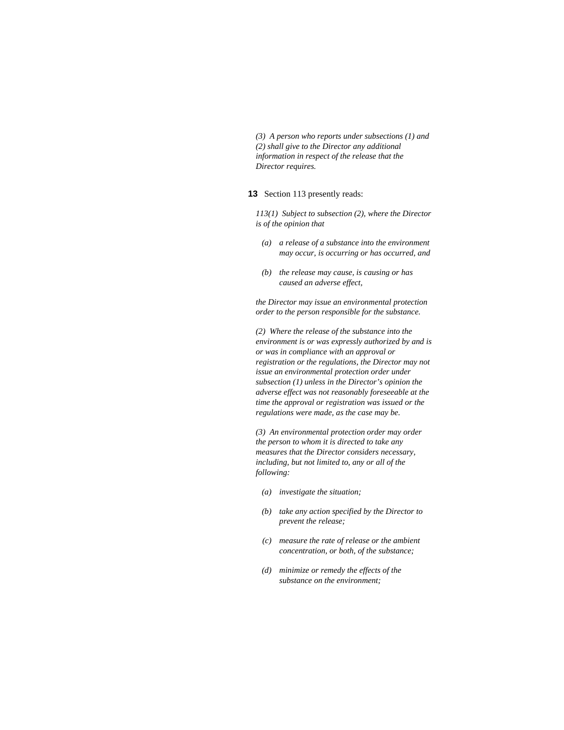*(3) A person who reports under subsections (1) and (2) shall give to the Director any additional information in respect of the release that the Director requires.*

**13** Section 113 presently reads:

*113(1) Subject to subsection (2), where the Director is of the opinion that*

- *(a) a release of a substance into the environment may occur, is occurring or has occurred, and*
- *(b) the release may cause, is causing or has caused an adverse effect,*

*the Director may issue an environmental protection order to the person responsible for the substance.*

*(2) Where the release of the substance into the environment is or was expressly authorized by and is or was in compliance with an approval or registration or the regulations, the Director may not issue an environmental protection order under subsection (1) unless in the Director's opinion the adverse effect was not reasonably foreseeable at the time the approval or registration was issued or the regulations were made, as the case may be.*

*(3) An environmental protection order may order the person to whom it is directed to take any measures that the Director considers necessary, including, but not limited to, any or all of the following:*

- *(a) investigate the situation;*
- *(b) take any action specified by the Director to prevent the release;*
- *(c) measure the rate of release or the ambient concentration, or both, of the substance;*
- *(d) minimize or remedy the effects of the substance on the environment;*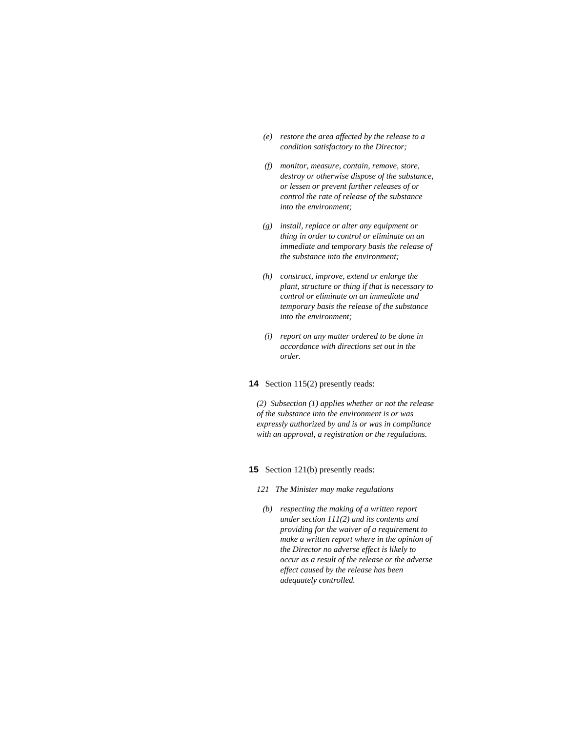*(e) restore the area affected by the release to a condition satisfactory to the Director;*

*(f) monitor, measure, contain, remove, store, destroy or otherwise dispose of the substance, or lessen or prevent further releases of or control the rate of release of the substance into the environment;*

*(g) install, replace or alter any equipment or thing in order to control or eliminate on an immediate and temporary basis the release of the substance into the environment;*

*(h) construct, improve, extend or enlarge the plant, structure or thing if that is necessary to control or eliminate on an immediate and temporary basis the release of the substance into the environment;*

*(i) report on any matter ordered to be done in accordance with directions set out in the order.*

**14** Section 115(2) presently reads:

*(2) Subsection (1) applies whether or not the release of the substance into the environment is or was expressly authorized by and is or was in compliance with an approval, a registration or the regulations.*

**15** Section 121(b) presently reads:

*121 The Minister may make regulations*

*(b) respecting the making of a written report under section 111(2) and its contents and providing for the waiver of a requirement to make a written report where in the opinion of the Director no adverse effect is likely to occur as a result of the release or the adverse effect caused by the release has been adequately controlled.*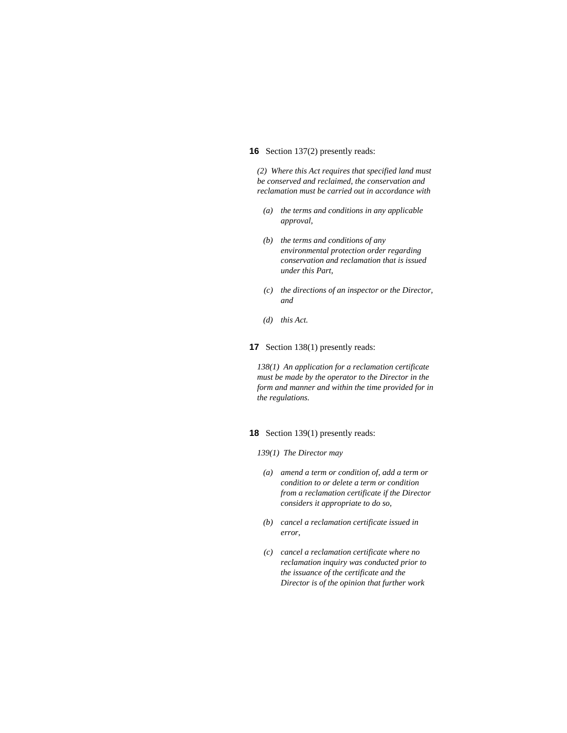**16** Section 137(2) presently reads:

*(2) Where this Act requires that specified land must be conserved and reclaimed, the conservation and reclamation must be carried out in accordance with*

- *(a) the terms and conditions in any applicable approval,*
- *(b) the terms and conditions of any environmental protection order regarding conservation and reclamation that is issued under this Part,*
- *(c) the directions of an inspector or the Director, and*
- *(d) this Act.*

**17** Section 138(1) presently reads:

*138(1) An application for a reclamation certificate must be made by the operator to the Director in the form and manner and within the time provided for in the regulations.*

**18** Section 139(1) presently reads:

*139(1) The Director may*

- *(a) amend a term or condition of, add a term or condition to or delete a term or condition from a reclamation certificate if the Director considers it appropriate to do so,*
- *(b) cancel a reclamation certificate issued in error,*
- *(c) cancel a reclamation certificate where no reclamation inquiry was conducted prior to the issuance of the certificate and the Director is of the opinion that further work*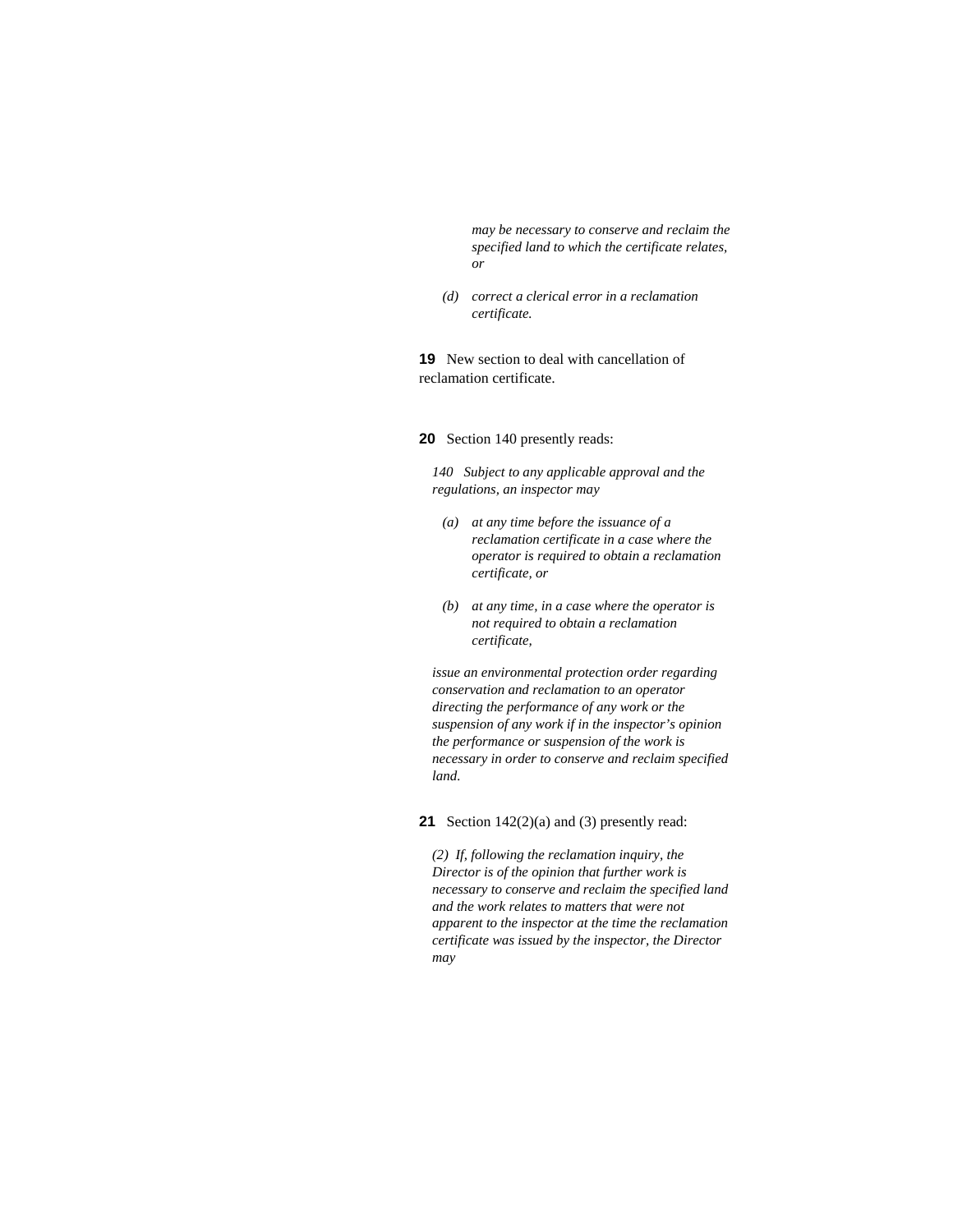*may be necessary to conserve and reclaim the specified land to which the certificate relates, or*

*(d) correct a clerical error in a reclamation certificate.*

**19** New section to deal with cancellation of reclamation certificate.

**20** Section 140 presently reads:

*140 Subject to any applicable approval and the regulations, an inspector may*

*(a) at any time before the issuance of a reclamation certificate in a case where the operator is required to obtain a reclamation certificate, or*

*(b) at any time, in a case where the operator is not required to obtain a reclamation certificate,*

*issue an environmental protection order regarding conservation and reclamation to an operator directing the performance of any work or the suspension of any work if in the inspector's opinion the performance or suspension of the work is necessary in order to conserve and reclaim specified land.*

**21** Section 142(2)(a) and (3) presently read:

*(2) If, following the reclamation inquiry, the Director is of the opinion that further work is necessary to conserve and reclaim the specified land and the work relates to matters that were not apparent to the inspector at the time the reclamation certificate was issued by the inspector, the Director may*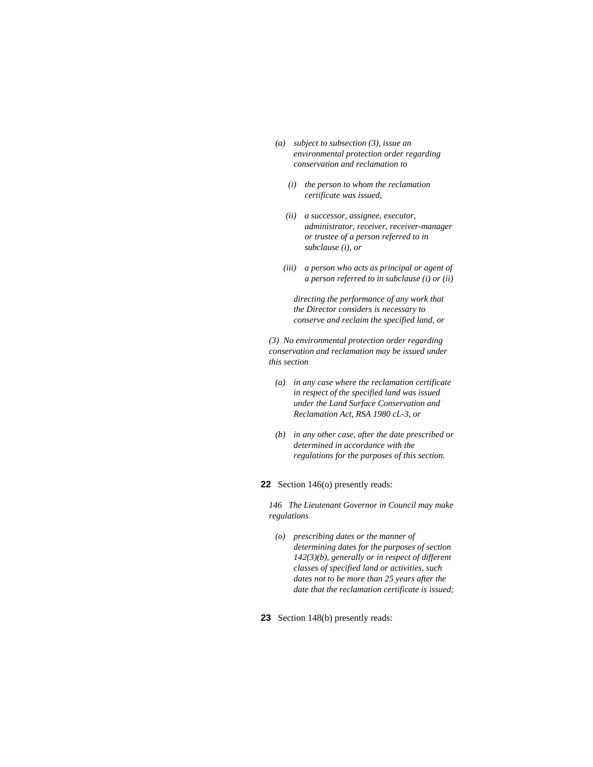*(a) subject to subsection (3), issue an environmental protection order regarding conservation and reclamation to*

*(i) the person to whom the reclamation certificate was issued,*

*(ii) a successor, assignee, executor, administrator, receiver, receiver-manager or trustee of a person referred to in subclause (i), or*

*(iii) a person who acts as principal or agent of a person referred to in subclause (i) or (ii)*

*directing the performance of any work that the Director considers is necessary to conserve and reclaim the specified land, or*

*(3) No environmental protection order regarding conservation and reclamation may be issued under this section*

*(a) in any case where the reclamation certificate in respect of the specified land was issued under the Land Surface Conservation and Reclamation Act, RSA 1980 cL-3, or*

*(b) in any other case, after the date prescribed or determined in accordance with the regulations for the purposes of this section.*

**22** Section 146(o) presently reads:

*146 The Lieutenant Governor in Council may make regulations*

*(o) prescribing dates or the manner of determining dates for the purposes of section 142(3)(b), generally or in respect of different classes of specified land or activities, such dates not to be more than 25 years after the date that the reclamation certificate is issued;*

**23** Section 148(b) presently reads: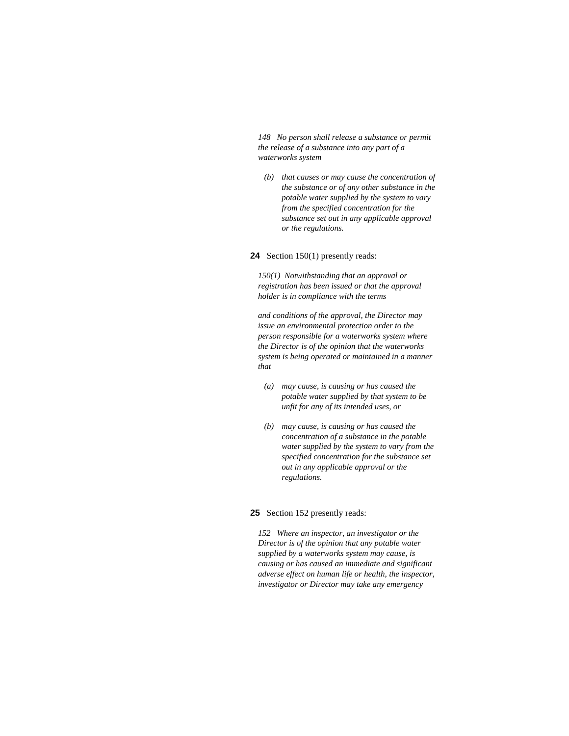*148 No person shall release a substance or permit the release of a substance into any part of a waterworks system*

*(b) that causes or may cause the concentration of the substance or of any other substance in the potable water supplied by the system to vary from the specified concentration for the substance set out in any applicable approval or the regulations.*

**24** Section 150(1) presently reads:

*150(1) Notwithstanding that an approval or registration has been issued or that the approval holder is in compliance with the terms*

*and conditions of the approval, the Director may issue an environmental protection order to the person responsible for a waterworks system where the Director is of the opinion that the waterworks system is being operated or maintained in a manner that*

*(a) may cause, is causing or has caused the potable water supplied by that system to be unfit for any of its intended uses, or*

*(b) may cause, is causing or has caused the concentration of a substance in the potable water supplied by the system to vary from the specified concentration for the substance set out in any applicable approval or the regulations.*

**25** Section 152 presently reads:

*152 Where an inspector, an investigator or the Director is of the opinion that any potable water supplied by a waterworks system may cause, is causing or has caused an immediate and significant adverse effect on human life or health, the inspector, investigator or Director may take any emergency*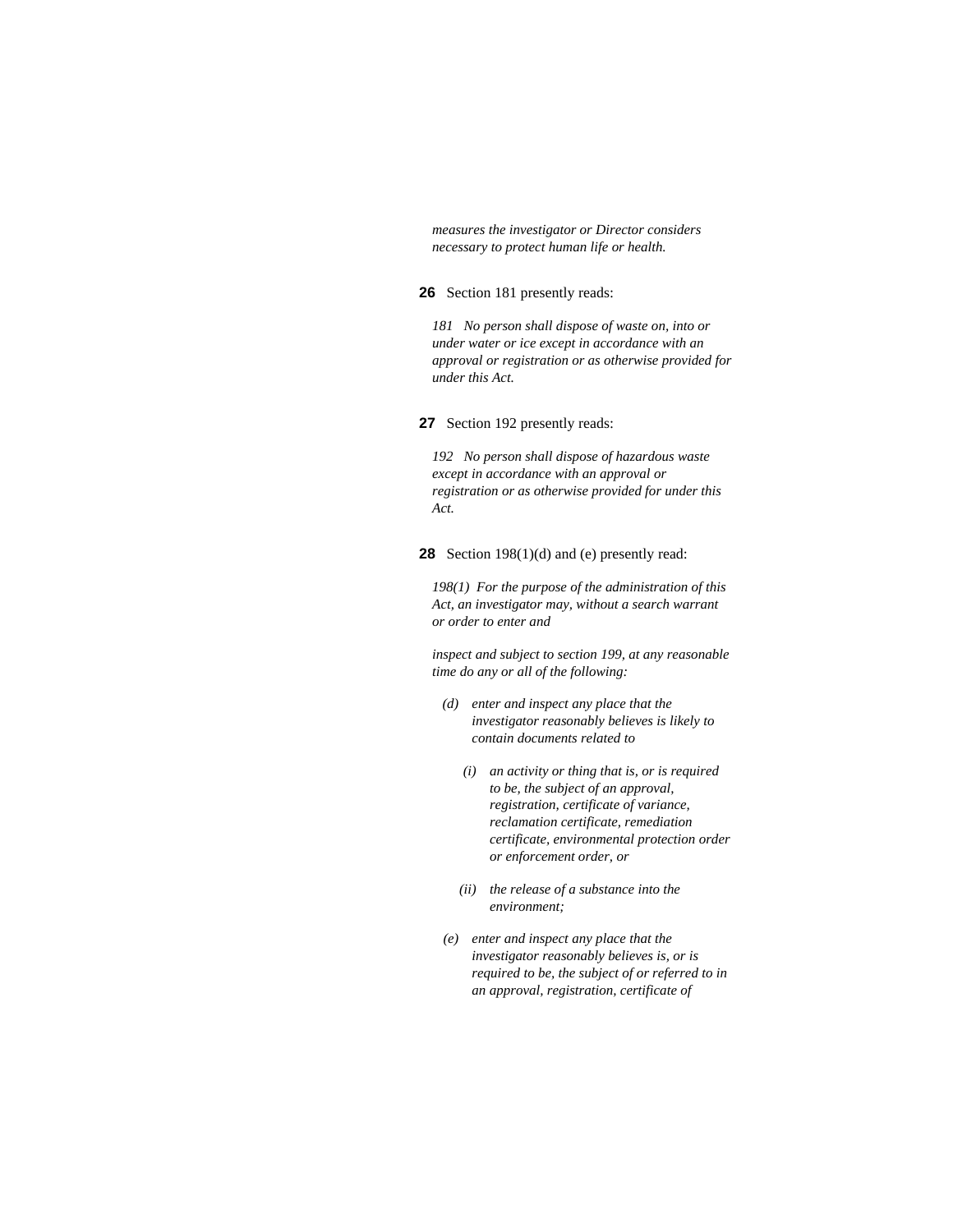*measures the investigator or Director considers necessary to protect human life or health.*

**26** Section 181 presently reads:

*181 No person shall dispose of waste on, into or under water or ice except in accordance with an approval or registration or as otherwise provided for under this Act.*

**27** Section 192 presently reads:

*192 No person shall dispose of hazardous waste except in accordance with an approval or registration or as otherwise provided for under this Act.*

**28** Section 198(1)(d) and (e) presently read:

*198(1) For the purpose of the administration of this Act, an investigator may, without a search warrant or order to enter and*

*inspect and subject to section 199, at any reasonable time do any or all of the following:*

*(d) enter and inspect any place that the investigator reasonably believes is likely to contain documents related to*

*(i) an activity or thing that is, or is required to be, the subject of an approval, registration, certificate of variance, reclamation certificate, remediation certificate, environmental protection order or enforcement order, or*

*(ii) the release of a substance into the environment;*

*(e) enter and inspect any place that the investigator reasonably believes is, or is required to be, the subject of or referred to in an approval, registration, certificate of*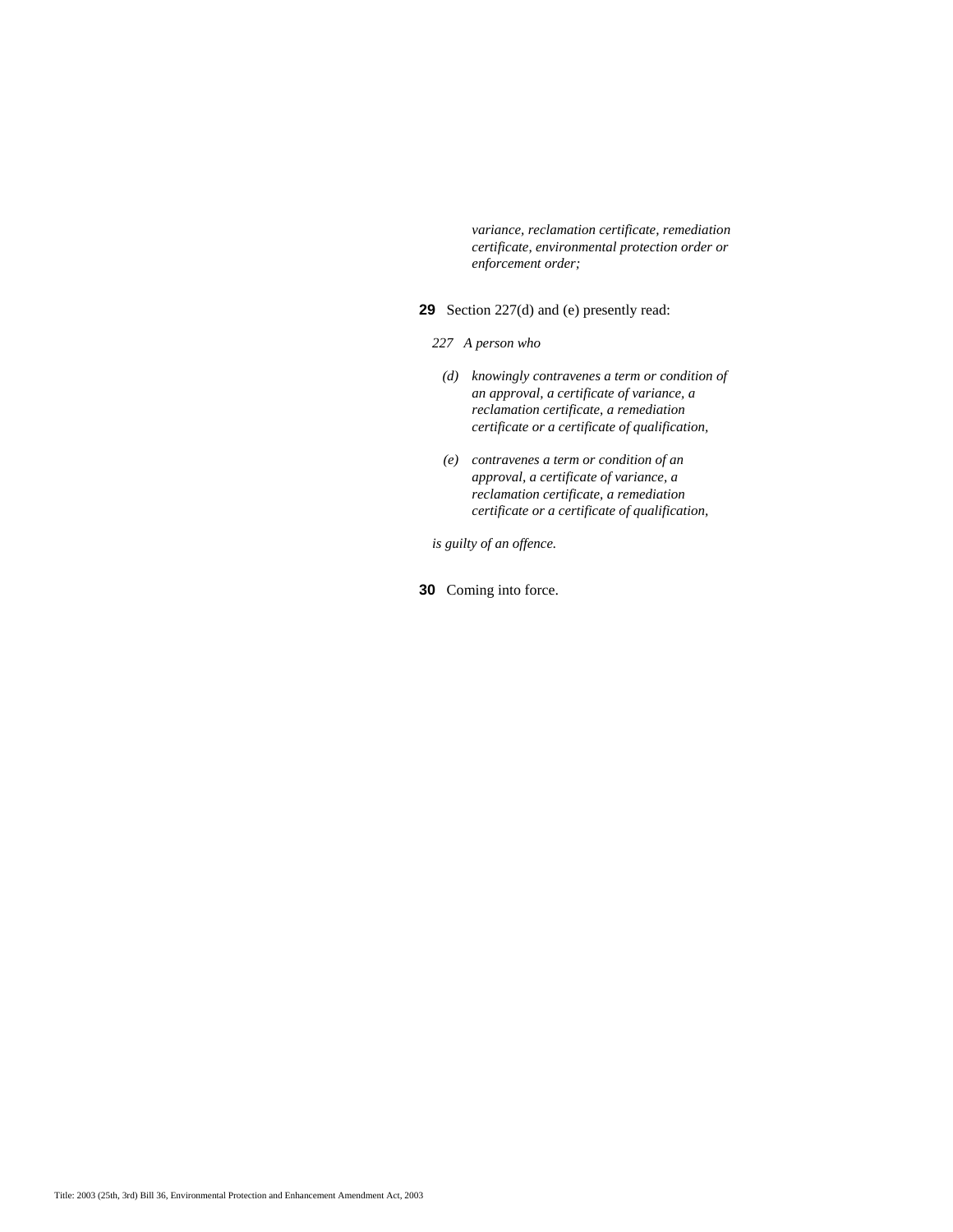*variance, reclamation certificate, remediation certificate, environmental protection order or enforcement order;*

**29** Section 227(d) and (e) presently read:

*227 A person who*

*(d) knowingly contravenes a term or condition of an approval, a certificate of variance, a reclamation certificate, a remediation certificate or a certificate of qualification,*

*(e) contravenes a term or condition of an approval, a certificate of variance, a reclamation certificate, a remediation certificate or a certificate of qualification,*

*is guilty of an offence.*

**30** Coming into force.